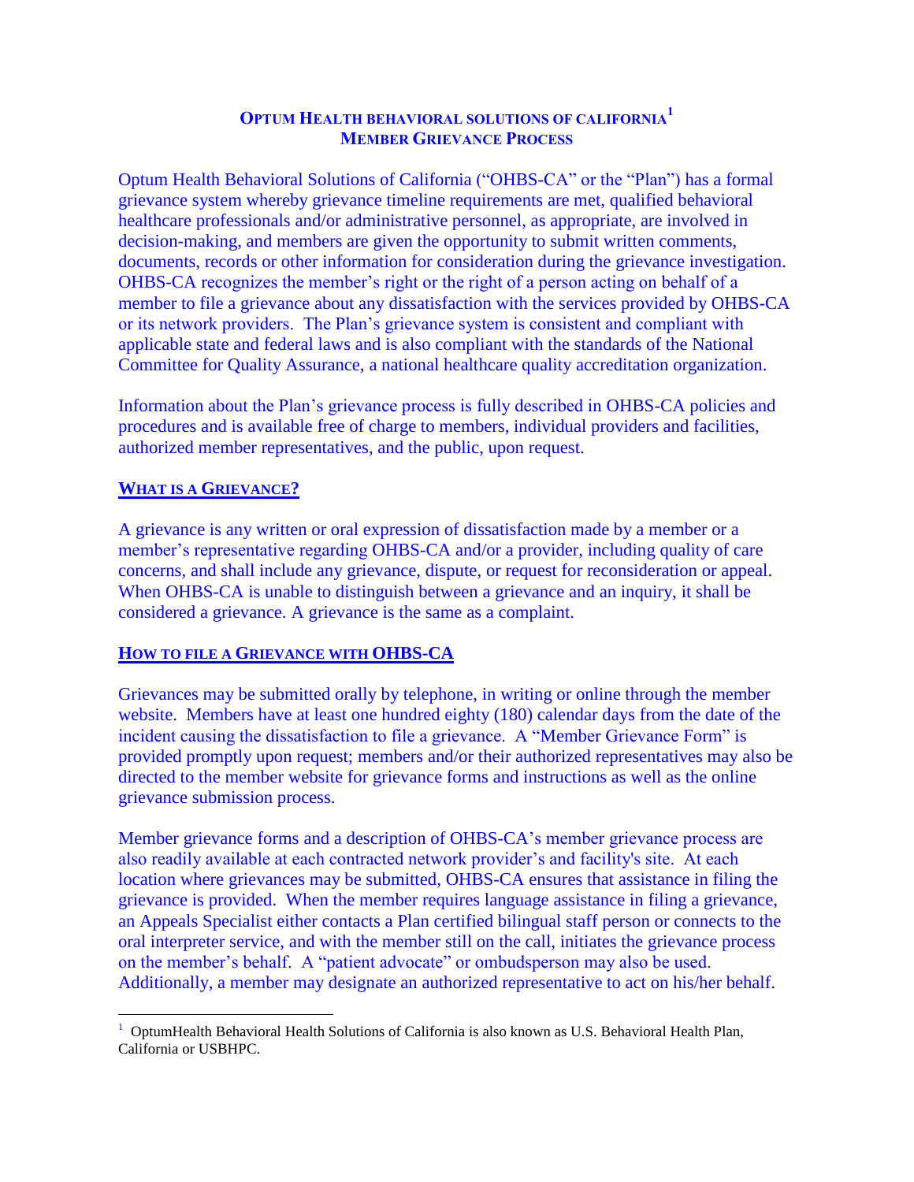# Optum Health behavioral solutions of california[1]
# Member Grievance Process

Optum Health Behavioral Solutions of California ("OHBS-CA" or the "Plan") has a formal grievance system whereby grievance timeline requirements are met, qualified behavioral healthcare professionals and/or administrative personnel, as appropriate, are involved in decision-making, and members are given the opportunity to submit written comments, documents, records or other information for consideration during the grievance investigation. OHBS-CA recognizes the member's right or the right of a person acting on behalf of a member to file a grievance about any dissatisfaction with the services provided by OHBS-CA or its network providers. The Plan's grievance system is consistent and compliant with applicable state and federal laws and is also compliant with the standards of the National Committee for Quality Assurance, a national healthcare quality accreditation organization.

Information about the Plan's grievance process is fully described in OHBS-CA policies and procedures and is available free of charge to members, individual providers and facilities, authorized member representatives, and the public, upon request.

## What is a Grievance?

A grievance is any written or oral expression of dissatisfaction made by a member or a member's representative regarding OHBS-CA and/or a provider, including quality of care concerns, and shall include any grievance, dispute, or request for reconsideration or appeal. When OHBS-CA is unable to distinguish between a grievance and an inquiry, it shall be considered a grievance. A grievance is the same as a complaint.

## How to file a Grievance with OHBS-CA

Grievances may be submitted orally by telephone, in writing or online through the member website. Members have at least one hundred eighty (180) calendar days from the date of the incident causing the dissatisfaction to file a grievance. A "Member Grievance Form" is provided promptly upon request; members and/or their authorized representatives may also be directed to the member website for grievance forms and instructions as well as the online grievance submission process.

Member grievance forms and a description of OHBS-CA's member grievance process are also readily available at each contracted network provider's and facility's site. At each location where grievances may be submitted, OHBS-CA ensures that assistance in filing the grievance is provided. When the member requires language assistance in filing a grievance, an Appeals Specialist either contacts a Plan certified bilingual staff person or connects to the oral interpreter service, and with the member still on the call, initiates the grievance process on the member's behalf. A "patient advocate" or ombudsperson may also be used. Additionally, a member may designate an authorized representative to act on his/her behalf.

[1] OptumHealth Behavioral Health Solutions of California is also known as U.S. Behavioral Health Plan, California or USBHPC.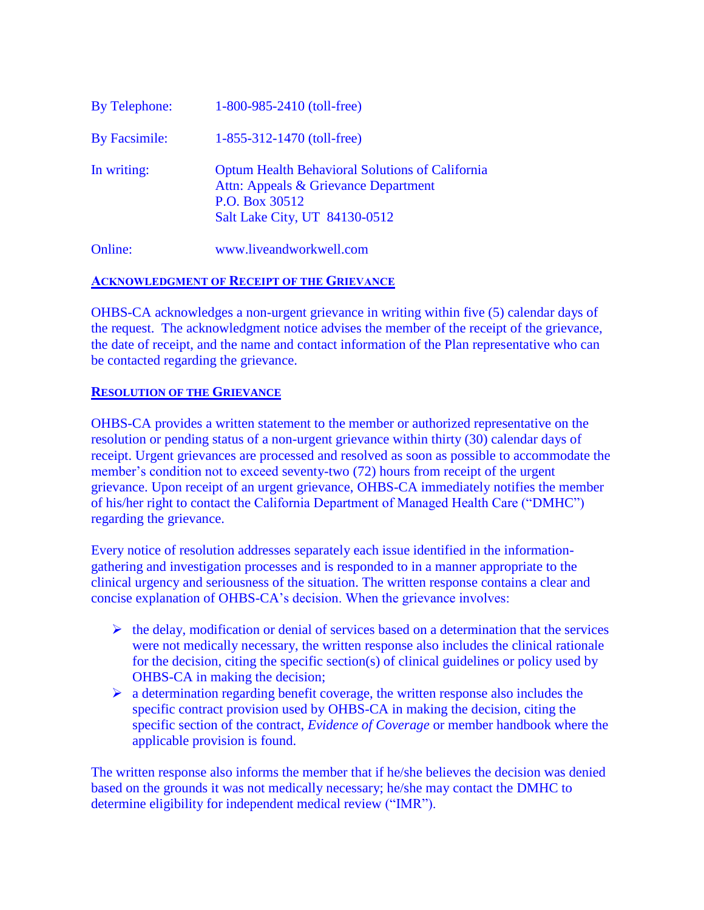By Telephone: 1-800-985-2410 (toll-free)

By Facsimile: 1-855-312-1470 (toll-free)

In writing: Optum Health Behavioral Solutions of California
Attn: Appeals & Grievance Department
P.O. Box 30512
Salt Lake City, UT 84130-0512

Online: www.liveandworkwell.com

## ACKNOWLEDGMENT OF RECEIPT OF THE GRIEVANCE

OHBS-CA acknowledges a non-urgent grievance in writing within five (5) calendar days of the request. The acknowledgment notice advises the member of the receipt of the grievance, the date of receipt, and the name and contact information of the Plan representative who can be contacted regarding the grievance.

## RESOLUTION OF THE GRIEVANCE

OHBS-CA provides a written statement to the member or authorized representative on the resolution or pending status of a non-urgent grievance within thirty (30) calendar days of receipt. Urgent grievances are processed and resolved as soon as possible to accommodate the member's condition not to exceed seventy-two (72) hours from receipt of the urgent grievance. Upon receipt of an urgent grievance, OHBS-CA immediately notifies the member of his/her right to contact the California Department of Managed Health Care ("DMHC") regarding the grievance.

Every notice of resolution addresses separately each issue identified in the information-gathering and investigation processes and is responded to in a manner appropriate to the clinical urgency and seriousness of the situation. The written response contains a clear and concise explanation of OHBS-CA's decision. When the grievance involves:

- the delay, modification or denial of services based on a determination that the services were not medically necessary, the written response also includes the clinical rationale for the decision, citing the specific section(s) of clinical guidelines or policy used by OHBS-CA in making the decision;
- a determination regarding benefit coverage, the written response also includes the specific contract provision used by OHBS-CA in making the decision, citing the specific section of the contract, *Evidence of Coverage* or member handbook where the applicable provision is found.

The written response also informs the member that if he/she believes the decision was denied based on the grounds it was not medically necessary; he/she may contact the DMHC to determine eligibility for independent medical review ("IMR").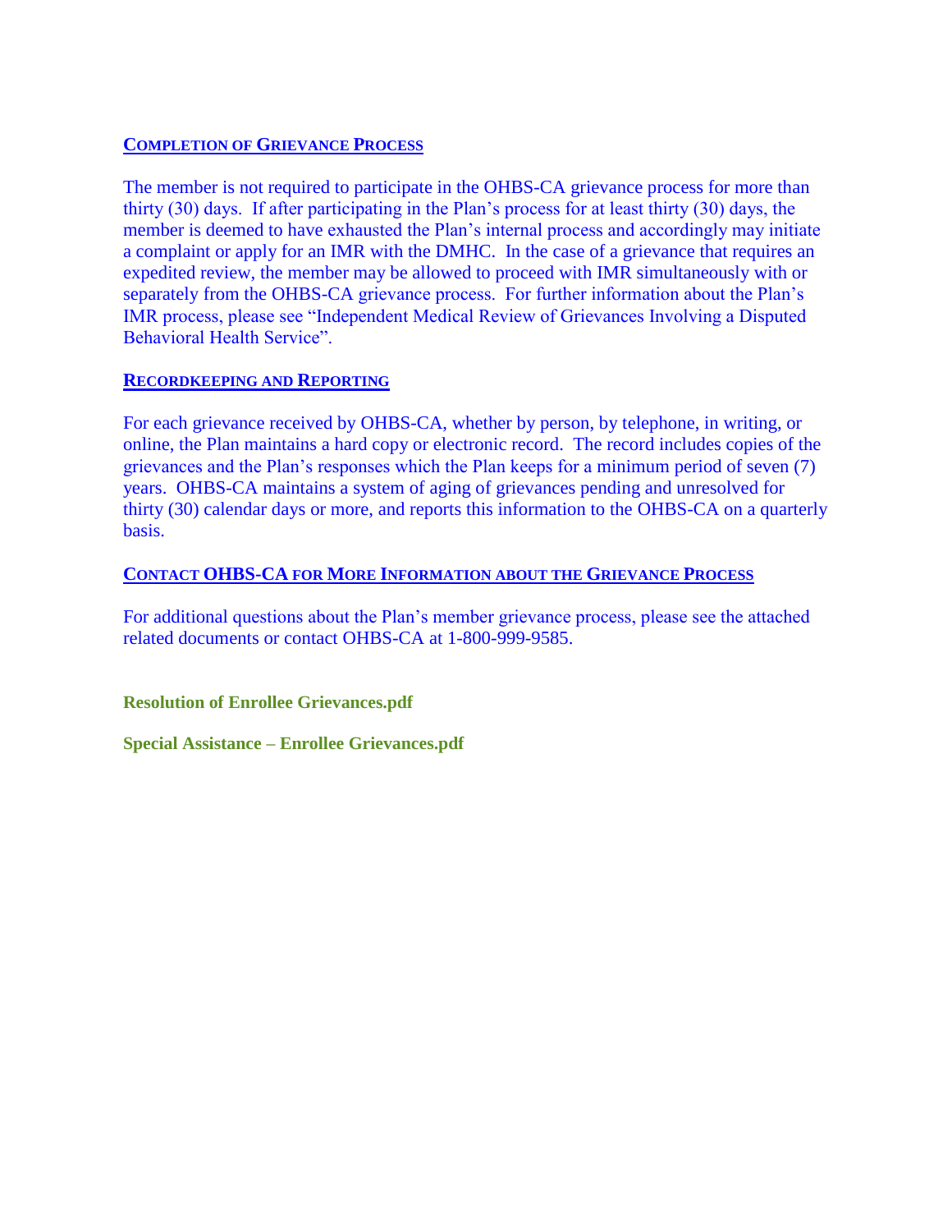## Completion of Grievance Process

The member is not required to participate in the OHBS-CA grievance process for more than thirty (30) days. If after participating in the Plan's process for at least thirty (30) days, the member is deemed to have exhausted the Plan's internal process and accordingly may initiate a complaint or apply for an IMR with the DMHC. In the case of a grievance that requires an expedited review, the member may be allowed to proceed with IMR simultaneously with or separately from the OHBS-CA grievance process. For further information about the Plan's IMR process, please see "Independent Medical Review of Grievances Involving a Disputed Behavioral Health Service".

## Recordkeeping and Reporting

For each grievance received by OHBS-CA, whether by person, by telephone, in writing, or online, the Plan maintains a hard copy or electronic record. The record includes copies of the grievances and the Plan's responses which the Plan keeps for a minimum period of seven (7) years. OHBS-CA maintains a system of aging of grievances pending and unresolved for thirty (30) calendar days or more, and reports this information to the OHBS-CA on a quarterly basis.

## Contact OHBS-CA for More Information about the Grievance Process

For additional questions about the Plan's member grievance process, please see the attached related documents or contact OHBS-CA at 1-800-999-9585.

**Resolution of Enrollee Grievances.pdf**

**Special Assistance – Enrollee Grievances.pdf**